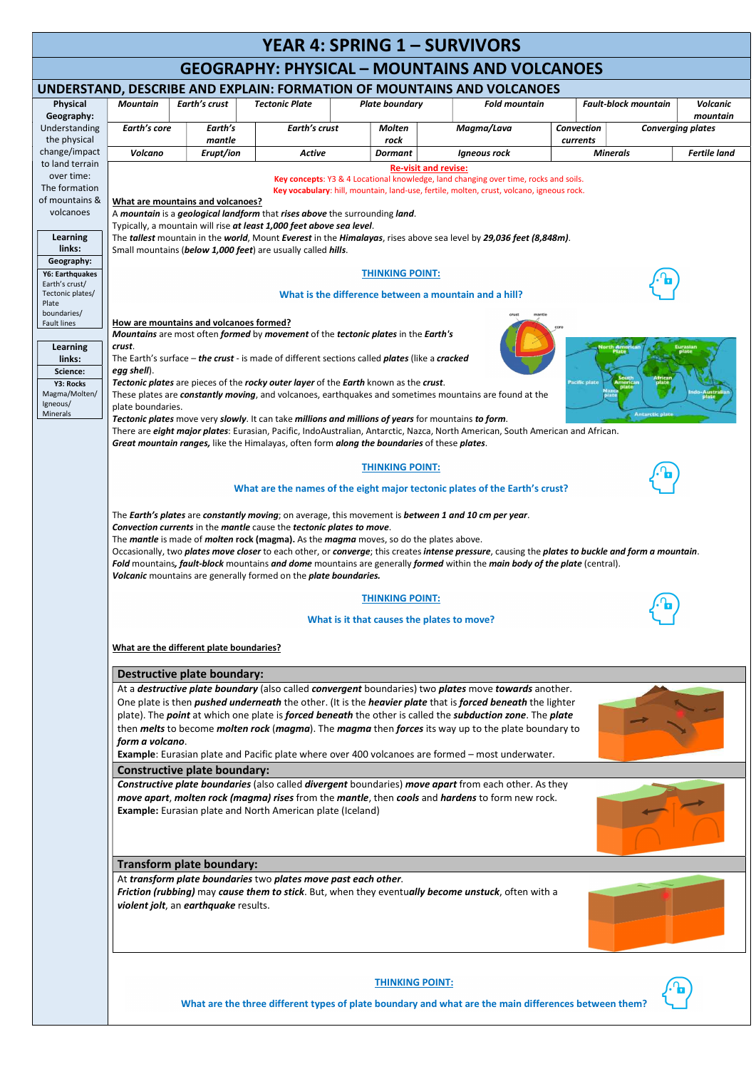# YEAR 4: SPRING 1 – SURVIVORS

## GEOGRAPHY: PHYSICAL – MOUNTAINS AND VOLCANOES

### UNDERSTAND, DESCRIBE AND EXPLAIN: FORMATION OF MOUNTAINS AND VOLCANOES

**Physical Geography:** Understanding the physical change/impact to land terrain over time: The formation of mountains & volcanoes

**Learning links: Geography:**
**Y6: Earthquakes** Earth's crust/ Tectonic plates/ Plate boundaries/ Fault lines

**Learning links: Science:**
**Y3: Rocks** Magma/Molten/ Igneous/ Minerals

| Mountain | Earth's crust | Tectonic Plate | Plate boundary | Fold mountain | Fault-block mountain | Volcanic mountain |
|---|---|---|---|---|---|---|
| Earth's core | Earth's mantle | Earth's crust | Molten rock | Magma/Lava | Convection currents | Converging plates |
| Volcano | Erupt/ion | Active | Dormant | Igneous rock | Minerals | Fertile land |

**Re-visit and revise:**
**Key concepts**: Y3 & 4 Locational knowledge, land changing over time, rocks and soils.
**Key vocabulary**: hill, mountain, land-use, fertile, molten, crust, volcano, igneous rock.

**What are mountains and volcanoes?**

A ***mountain*** is a ***geological landform*** that ***rises above*** the surrounding ***land***.
Typically, a mountain will rise ***at least 1,000 feet above sea level***.
The ***tallest*** mountain in the ***world***, Mount ***Everest*** in the ***Himalayas***, rises above sea level by ***29,036 feet (8,848m)***.
Small mountains (***below 1,000 feet***) are usually called ***hills***.

**THINKING POINT:**
**What is the difference between a mountain and a hill?**

**How are mountains and volcanoes formed?**

***Mountains*** are most often ***formed*** by ***movement*** of the ***tectonic plates*** in the ***Earth's crust***.
The Earth's surface – ***the crust*** - is made of different sections called ***plates*** (like a ***cracked egg shell***).
***Tectonic plates*** are pieces of the ***rocky outer layer*** of the ***Earth*** known as the ***crust***.
These plates are ***constantly moving***, and volcanoes, earthquakes and sometimes mountains are found at the plate boundaries.
***Tectonic plates*** move very ***slowly***. It can take ***millions and millions of years*** for mountains ***to form***.
There are ***eight major plates***: Eurasian, Pacific, IndoAustralian, Antarctic, Nazca, North American, South American and African.
***Great mountain ranges,*** like the Himalayas, often form ***along the boundaries*** of these ***plates***.

**THINKING POINT:**
**What are the names of the eight major tectonic plates of the Earth's crust?**

The ***Earth's plates*** are ***constantly moving***; on average, this movement is ***between 1 and 10 cm per year***.
***Convection currents*** in the ***mantle*** cause the ***tectonic plates to move***.
The ***mantle*** is made of ***molten*** **rock (magma)**. As the ***magma*** moves, so do the plates above.
Occasionally, two ***plates move closer*** to each other, or ***converge***; this creates ***intense pressure***, causing the ***plates to buckle and form a mountain***.
***Fold*** mountains***, fault-block*** mountains ***and dome*** mountains are generally ***formed*** within the ***main body of the plate*** (central).
***Volcanic*** mountains are generally formed on the ***plate boundaries.***

**THINKING POINT:**
**What is it that causes the plates to move?**

**What are the different plate boundaries?**

**Destructive plate boundary:**

At a ***destructive plate boundary*** (also called ***convergent*** boundaries) two ***plates*** move ***towards*** another. One plate is then ***pushed underneath*** the other. (It is the ***heavier plate*** that is ***forced beneath*** the lighter plate). The ***point*** at which one plate is ***forced beneath*** the other is called the ***subduction zone***. The ***plate*** then ***melts*** to become ***molten rock*** (***magma***). The ***magma*** then ***forces*** its way up to the plate boundary to ***form a volcano***.
**Example**: Eurasian plate and Pacific plate where over 400 volcanoes are formed – most underwater.

**Constructive plate boundary:**

***Constructive plate boundaries*** (also called ***divergent*** boundaries) ***move apart*** from each other. As they ***move apart***, ***molten rock (magma) rises*** from the ***mantle***, then ***cools*** and ***hardens*** to form new rock.
**Example:** Eurasian plate and North American plate (Iceland)

**Transform plate boundary:**

At ***transform plate boundaries*** two ***plates move past each other***.
***Friction (rubbing)*** may ***cause them to stick***. But, when they eventu***ally become unstuck***, often with a ***violent jolt***, an ***earthquake*** results.

**THINKING POINT:**
**What are the three different types of plate boundary and what are the main differences between them?**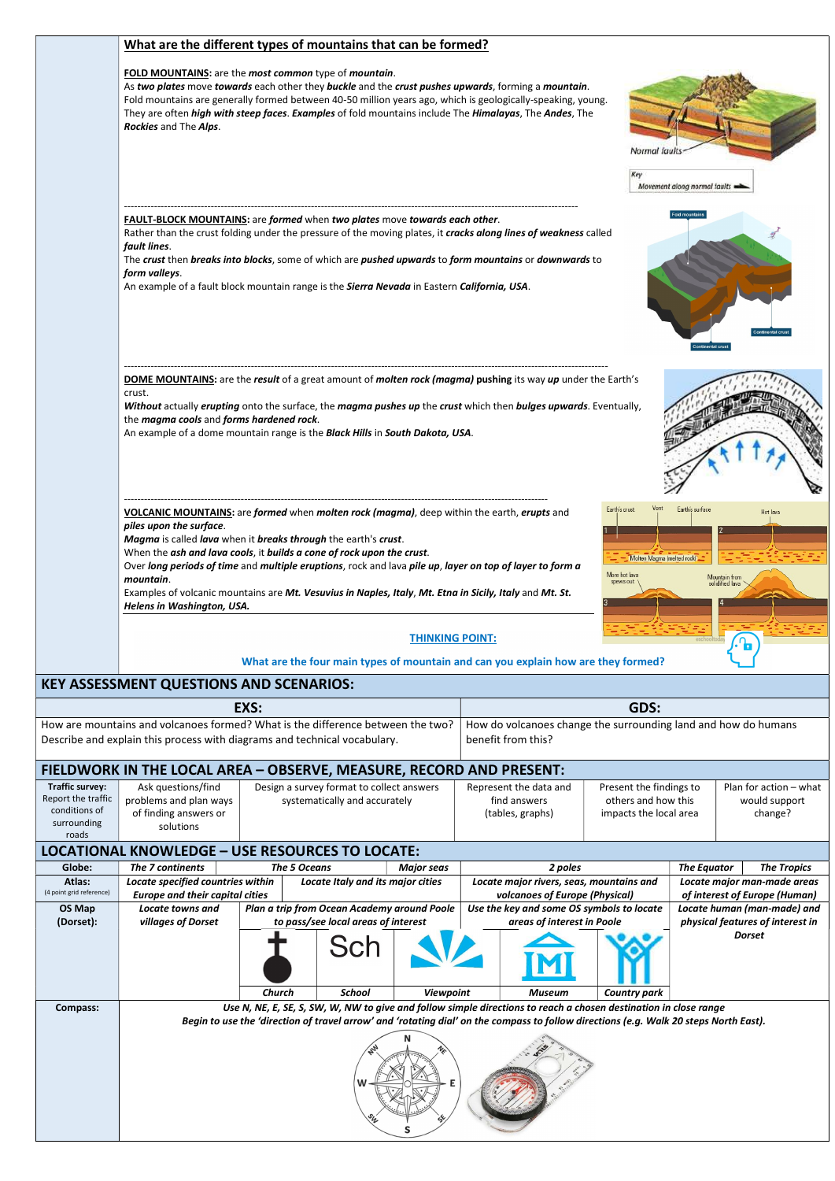## What are the different types of mountains that can be formed?

**FOLD MOUNTAINS:** are the *most common* type of *mountain*.
As ***two plates*** move ***towards*** each other they ***buckle*** and the ***crust pushes upwards***, forming a ***mountain***.
Fold mountains are generally formed between 40-50 million years ago, which is geologically-speaking, young.
They are often ***high with steep faces***. ***Examples*** of fold mountains include The ***Himalayas***, The ***Andes***, The ***Rockies*** and The ***Alps***.

Normal faults

Key
Movement along normal faults

---

**FAULT-BLOCK MOUNTAINS:** are ***formed*** when ***two plates*** move ***towards each other***.
Rather than the crust folding under the pressure of the moving plates, it ***cracks along lines of weakness*** called ***fault lines***.
The ***crust*** then ***breaks into blocks***, some of which are ***pushed upwards*** to ***form mountains*** or ***downwards*** to ***form valleys***.
An example of a fault block mountain range is the ***Sierra Nevada*** in Eastern ***California, USA***.

Fold mountains
Continental crust
Continental crust

---

**DOME MOUNTAINS:** are the ***result*** of a great amount of ***molten rock (magma)*** **pushing** its way ***up*** under the Earth's crust.
***Without*** actually ***erupting*** onto the surface, the ***magma pushes up*** the ***crust*** which then ***bulges upwards***. Eventually, the ***magma cools*** and ***forms hardened rock***.
An example of a dome mountain range is the ***Black Hills*** in ***South Dakota, USA***.

---

**VOLCANIC MOUNTAINS:** are ***formed*** when ***molten rock (magma)***, deep within the earth, ***erupts*** and ***piles upon the surface***.
***Magma*** is called ***lava*** when it ***breaks through*** the earth's ***crust***.
When the ***ash and lava cools***, it ***builds a cone of rock upon the crust***.
Over ***long periods of time*** and ***multiple eruptions***, rock and lava ***pile up***, ***layer on top of layer to form a mountain***.
Examples of volcanic mountains are ***Mt. Vesuvius in Naples, Italy***, ***Mt. Etna in Sicily, Italy*** and ***Mt. St. Helens in Washington, USA.***

Earth's crust
Vent
Earth's surface
Hot lava
1
2
Molten Magma (melted rock)
More hot lava spews out
Mountain from solidified lava
3
4

**THINKING POINT:**

**What are the four main types of mountain and can you explain how are they formed?**

## KEY ASSESSMENT QUESTIONS AND SCENARIOS:

| EXS: | GDS: |
|---|---|
| How are mountains and volcanoes formed? What is the difference between the two? Describe and explain this process with diagrams and technical vocabulary. | How do volcanoes change the surrounding land and how do humans benefit from this? |

## FIELDWORK IN THE LOCAL AREA – OBSERVE, MEASURE, RECORD AND PRESENT:

| | | | | | |
|---|---|---|---|---|---|
| **Traffic survey:** Report the traffic conditions of surrounding roads | Ask questions/find problems and plan ways of finding answers or solutions | Design a survey format to collect answers systematically and accurately | Represent the data and find answers (tables, graphs) | Present the findings to others and how this impacts the local area | Plan for action – what would support change? |

## LOCATIONAL KNOWLEDGE – USE RESOURCES TO LOCATE:

| | | | | | | | |
|---|---|---|---|---|---|---|---|
| **Globe:** | ***The 7 continents*** | ***The 5 Oceans*** | | ***Major seas*** | ***2 poles*** | ***The Equator*** | ***The Tropics*** |
| **Atlas:** (4 point grid reference) | ***Locate specified countries within Europe and their capital cities*** | ***Locate Italy and its major cities*** | | | ***Locate major rivers, seas, mountains and volcanoes of Europe (Physical)*** | ***Locate major man-made areas of interest of Europe (Human)*** | |
| **OS Map (Dorset):** | ***Locate towns and villages of Dorset*** | ***Plan a trip from Ocean Academy around Poole to pass/see local areas of interest*** | | | ***Use the key and some OS symbols to locate areas of interest in Poole*** | ***Locate human (man-made) and physical features of interest in Dorset*** | |
| | | ***Church*** | ***School*** | ***Viewpoint*** | ***Museum*** / ***Country park*** | | |
| **Compass:** | ***Use N, NE, E, SE, S, SW, W, NW to give and follow simple directions to reach a chosen destination in close range. Begin to use the 'direction of travel arrow' and 'rotating dial' on the compass to follow directions (e.g. Walk 20 steps North East).*** | | | | | | |

N
NE
E
SE
S
SW
W
NW